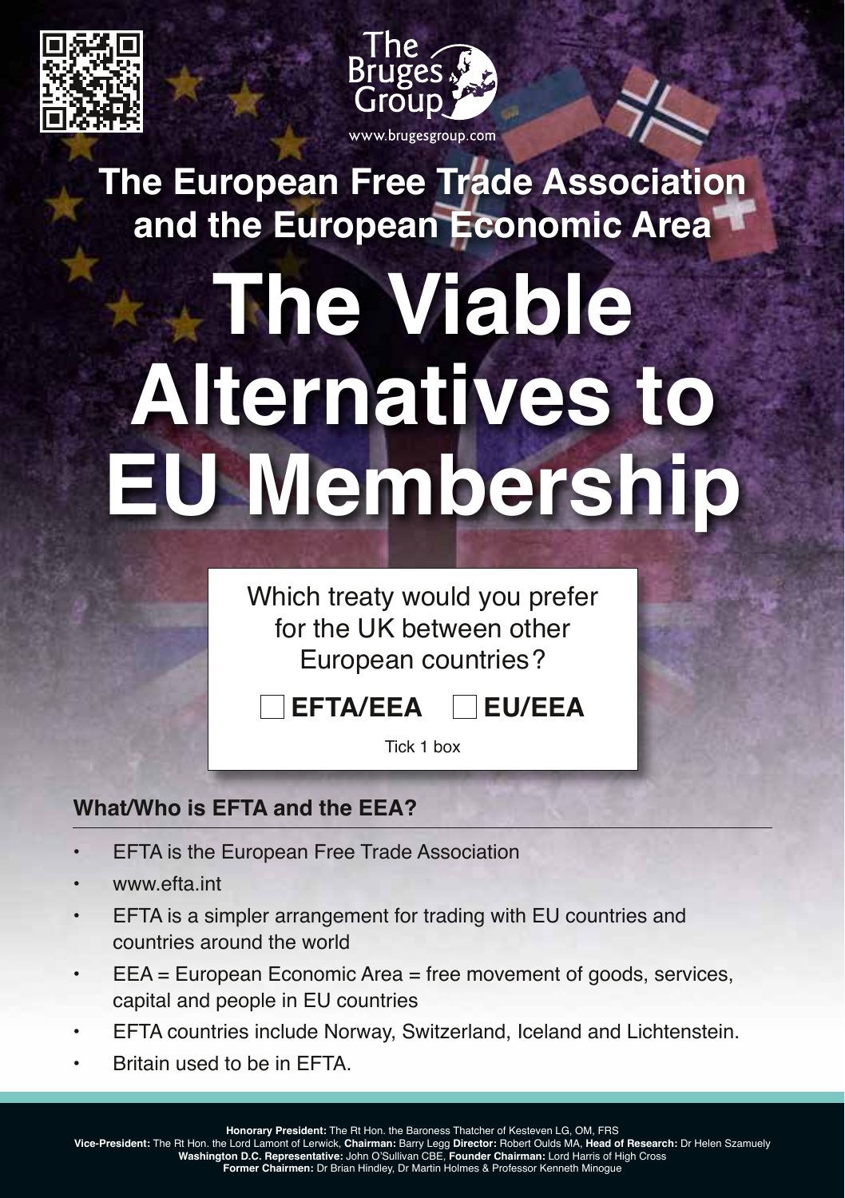The Bruges Group

www.brugesgroup.com

## The European Free Trade Association and the European Economic Area

# The Viable Alternatives to EU Membership

Which treaty would you prefer for the UK between other European countries?

☐ **EFTA/EEA** ☐ **EU/EEA**

Tick 1 box

### What/Who is EFTA and the EEA?

- EFTA is the European Free Trade Association
- www.efta.int
- EFTA is a simpler arrangement for trading with EU countries and countries around the world
- EEA = European Economic Area = free movement of goods, services, capital and people in EU countries
- EFTA countries include Norway, Switzerland, Iceland and Lichtenstein.
- Britain used to be in EFTA.

**Honorary President:** The Rt Hon. the Baroness Thatcher of Kesteven LG, OM, FRS
**Vice-President:** The Rt Hon. the Lord Lamont of Lerwick, **Chairman:** Barry Legg **Director:** Robert Oulds MA, **Head of Research:** Dr Helen Szamuely
**Washington D.C. Representative:** John O'Sullivan CBE, **Founder Chairman:** Lord Harris of High Cross
**Former Chairmen:** Dr Brian Hindley, Dr Martin Holmes & Professor Kenneth Minogue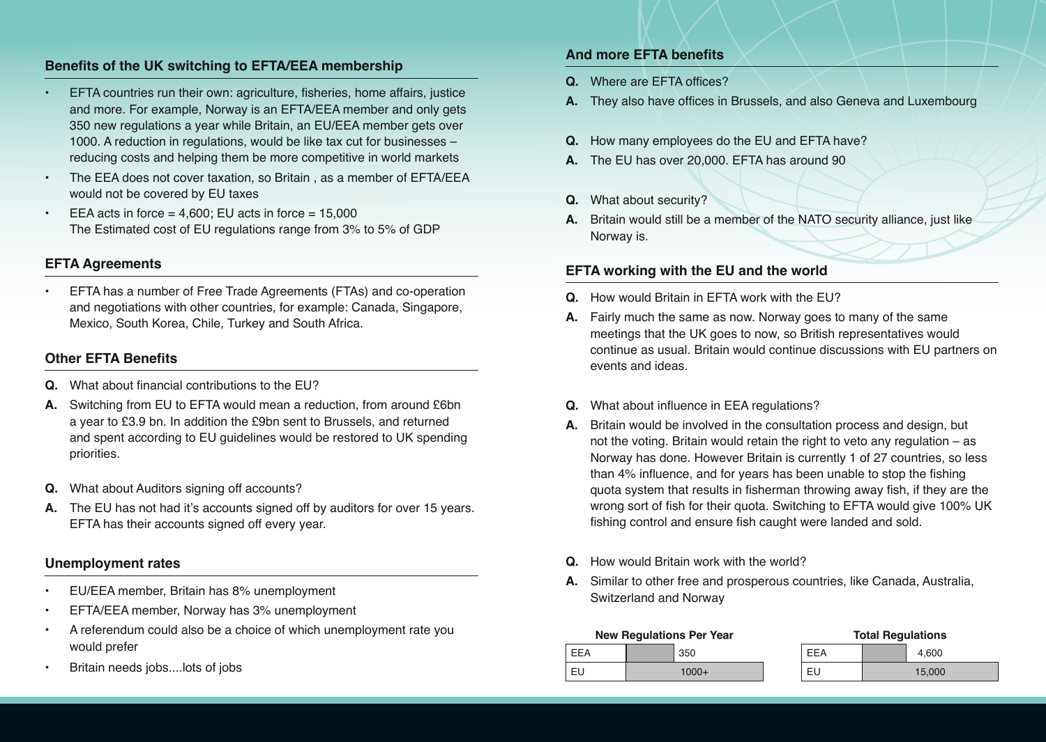## Benefits of the UK switching to EFTA/EEA membership

- EFTA countries run their own: agriculture, fisheries, home affairs, justice and more. For example, Norway is an EFTA/EEA member and only gets 350 new regulations a year while Britain, an EU/EEA member gets over 1000. A reduction in regulations, would be like tax cut for businesses – reducing costs and helping them be more competitive in world markets
- The EEA does not cover taxation, so Britain , as a member of EFTA/EEA would not be covered by EU taxes
- EEA acts in force = 4,600; EU acts in force = 15,000
  The Estimated cost of EU regulations range from 3% to 5% of GDP

## EFTA Agreements

- EFTA has a number of Free Trade Agreements (FTAs) and co-operation and negotiations with other countries, for example: Canada, Singapore, Mexico, South Korea, Chile, Turkey and South Africa.

## Other EFTA Benefits

**Q.** What about financial contributions to the EU?

**A.** Switching from EU to EFTA would mean a reduction, from around £6bn a year to £3.9 bn. In addition the £9bn sent to Brussels, and returned and spent according to EU guidelines would be restored to UK spending priorities.

**Q.** What about Auditors signing off accounts?

**A.** The EU has not had it's accounts signed off by auditors for over 15 years. EFTA has their accounts signed off every year.

## Unemployment rates

- EU/EEA member, Britain has 8% unemployment
- EFTA/EEA member, Norway has 3% unemployment
- A referendum could also be a choice of which unemployment rate you would prefer
- Britain needs jobs....lots of jobs

## And more EFTA benefits

**Q.** Where are EFTA offices?

**A.** They also have offices in Brussels, and also Geneva and Luxembourg

**Q.** How many employees do the EU and EFTA have?

**A.** The EU has over 20,000. EFTA has around 90

**Q.** What about security?

**A.** Britain would still be a member of the NATO security alliance, just like Norway is.

## EFTA working with the EU and the world

**Q.** How would Britain in EFTA work with the EU?

**A.** Fairly much the same as now. Norway goes to many of the same meetings that the UK goes to now, so British representatives would continue as usual. Britain would continue discussions with EU partners on events and ideas.

**Q.** What about influence in EEA regulations?

**A.** Britain would be involved in the consultation process and design, but not the voting. Britain would retain the right to veto any regulation – as Norway has done. However Britain is currently 1 of 27 countries, so less than 4% influence, and for years has been unable to stop the fishing quota system that results in fisherman throwing away fish, if they are the wrong sort of fish for their quota. Switching to EFTA would give 100% UK fishing control and ensure fish caught were landed and sold.

**Q.** How would Britain work with the world?

**A.** Similar to other free and prosperous countries, like Canada, Australia, Switzerland and Norway

**New Regulations Per Year**

EEA 350

EU 1000+

**Total Regulations**

EEA 4,600

EU 15,000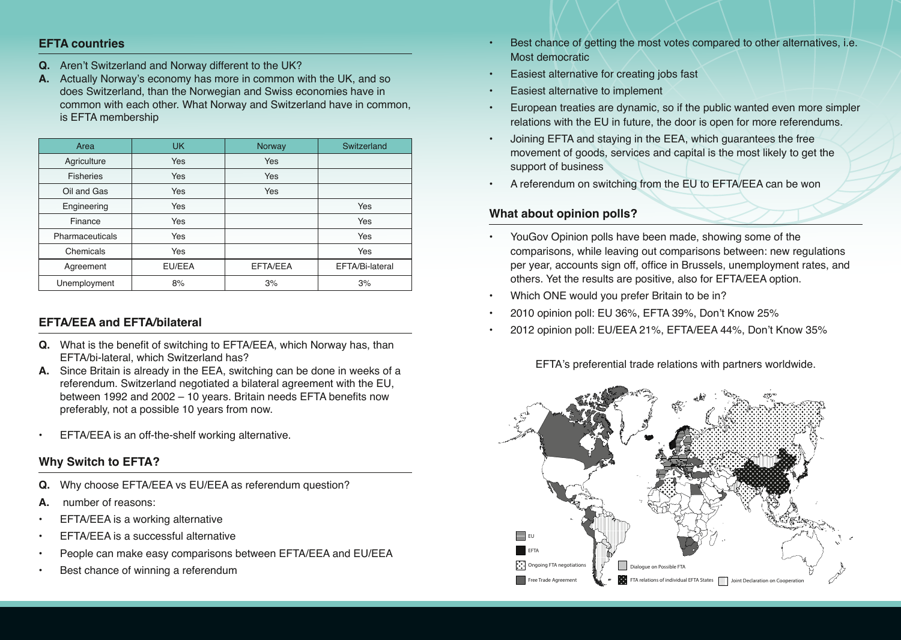## EFTA countries

**Q.** Aren't Switzerland and Norway different to the UK?

**A.** Actually Norway's economy has more in common with the UK, and so does Switzerland, than the Norwegian and Swiss economies have in common with each other. What Norway and Switzerland have in common, is EFTA membership

| Area | UK | Norway | Switzerland |
|---|---|---|---|
| Agriculture | Yes | Yes | |
| Fisheries | Yes | Yes | |
| Oil and Gas | Yes | Yes | |
| Engineering | Yes | | Yes |
| Finance | Yes | | Yes |
| Pharmaceuticals | Yes | | Yes |
| Chemicals | Yes | | Yes |
| Agreement | EU/EEA | EFTA/EEA | EFTA/Bi-lateral |
| Unemployment | 8% | 3% | 3% |

## EFTA/EEA and EFTA/bilateral

**Q.** What is the benefit of switching to EFTA/EEA, which Norway has, than EFTA/bi-lateral, which Switzerland has?

**A.** Since Britain is already in the EEA, switching can be done in weeks of a referendum. Switzerland negotiated a bilateral agreement with the EU, between 1992 and 2002 – 10 years. Britain needs EFTA benefits now preferably, not a possible 10 years from now.

- EFTA/EEA is an off-the-shelf working alternative.

## Why Switch to EFTA?

**Q.** Why choose EFTA/EEA vs EU/EEA as referendum question?

**A.** number of reasons:

- EFTA/EEA is a working alternative
- EFTA/EEA is a successful alternative
- People can make easy comparisons between EFTA/EEA and EU/EEA
- Best chance of winning a referendum
- Best chance of getting the most votes compared to other alternatives, i.e. Most democratic
- Easiest alternative for creating jobs fast
- Easiest alternative to implement
- European treaties are dynamic, so if the public wanted even more simpler relations with the EU in future, the door is open for more referendums.
- Joining EFTA and staying in the EEA, which guarantees the free movement of goods, services and capital is the most likely to get the support of business
- A referendum on switching from the EU to EFTA/EEA can be won

## What about opinion polls?

- YouGov Opinion polls have been made, showing some of the comparisons, while leaving out comparisons between: new regulations per year, accounts sign off, office in Brussels, unemployment rates, and others. Yet the results are positive, also for EFTA/EEA option.
- Which ONE would you prefer Britain to be in?
- 2010 opinion poll: EU 36%, EFTA 39%, Don't Know 25%
- 2012 opinion poll: EU/EEA 21%, EFTA/EEA 44%, Don't Know 35%

EFTA's preferential trade relations with partners worldwide.

EU
EFTA
Ongoing FTA negotiations
Free Trade Agreement
Dialogue on Possible FTA
FTA relations of individual EFTA States
Joint Declaration on Cooperation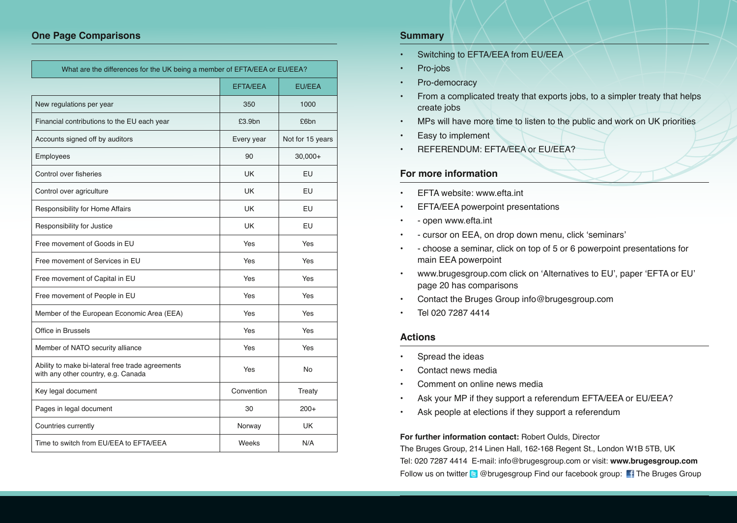## One Page Comparisons

| What are the differences for the UK being a member of EFTA/EEA or EU/EEA? | | |
|---|---|---|
| | EFTA/EEA | EU/EEA |
| New regulations per year | 350 | 1000 |
| Financial contributions to the EU each year | £3.9bn | £6bn |
| Accounts signed off by auditors | Every year | Not for 15 years |
| Employees | 90 | 30,000+ |
| Control over fisheries | UK | EU |
| Control over agriculture | UK | EU |
| Responsibility for Home Affairs | UK | EU |
| Responsibility for Justice | UK | EU |
| Free movement of Goods in EU | Yes | Yes |
| Free movement of Services in EU | Yes | Yes |
| Free movement of Capital in EU | Yes | Yes |
| Free movement of People in EU | Yes | Yes |
| Member of the European Economic Area (EEA) | Yes | Yes |
| Office in Brussels | Yes | Yes |
| Member of NATO security alliance | Yes | Yes |
| Ability to make bi-lateral free trade agreements with any other country, e.g. Canada | Yes | No |
| Key legal document | Convention | Treaty |
| Pages in legal document | 30 | 200+ |
| Countries currently | Norway | UK |
| Time to switch from EU/EEA to EFTA/EEA | Weeks | N/A |

## Summary

- Switching to EFTA/EEA from EU/EEA
- Pro-jobs
- Pro-democracy
- From a complicated treaty that exports jobs, to a simpler treaty that helps create jobs
- MPs will have more time to listen to the public and work on UK priorities
- Easy to implement
- REFERENDUM: EFTA/EEA or EU/EEA?

## For more information

- EFTA website: www.efta.int
- EFTA/EEA powerpoint presentations
- - open www.efta.int
- - cursor on EEA, on drop down menu, click 'seminars'
- - choose a seminar, click on top of 5 or 6 powerpoint presentations for main EEA powerpoint
- www.brugesgroup.com click on 'Alternatives to EU', paper 'EFTA or EU' page 20 has comparisons
- Contact the Bruges Group info@brugesgroup.com
- Tel 020 7287 4414

## Actions

- Spread the ideas
- Contact news media
- Comment on online news media
- Ask your MP if they support a referendum EFTA/EEA or EU/EEA?
- Ask people at elections if they support a referendum

**For further information contact:** Robert Oulds, Director
The Bruges Group, 214 Linen Hall, 162-168 Regent St., London W1B 5TB, UK
Tel: 020 7287 4414 E-mail: info@brugesgroup.com or visit: **www.brugesgroup.com**
Follow us on twitter @brugesgroup Find our facebook group: The Bruges Group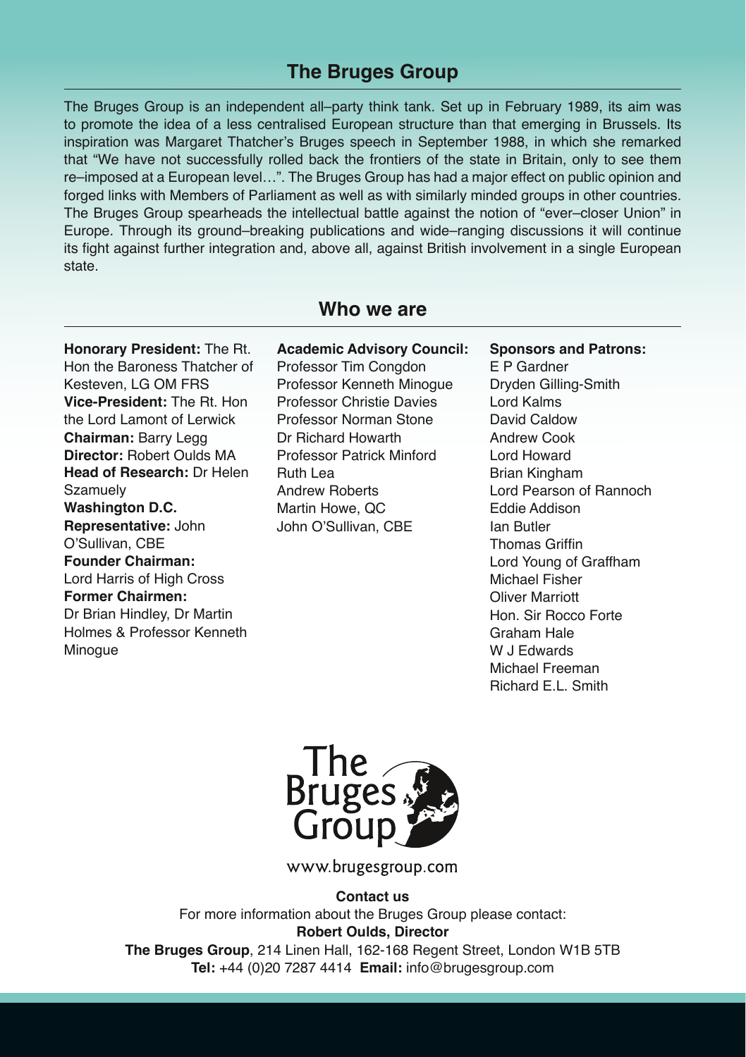## The Bruges Group

The Bruges Group is an independent all–party think tank. Set up in February 1989, its aim was to promote the idea of a less centralised European structure than that emerging in Brussels. Its inspiration was Margaret Thatcher's Bruges speech in September 1988, in which she remarked that "We have not successfully rolled back the frontiers of the state in Britain, only to see them re–imposed at a European level…". The Bruges Group has had a major effect on public opinion and forged links with Members of Parliament as well as with similarly minded groups in other countries. The Bruges Group spearheads the intellectual battle against the notion of "ever–closer Union" in Europe. Through its ground–breaking publications and wide–ranging discussions it will continue its fight against further integration and, above all, against British involvement in a single European state.

## Who we are

**Honorary President:** The Rt. Hon the Baroness Thatcher of Kesteven, LG OM FRS
**Vice-President:** The Rt. Hon the Lord Lamont of Lerwick
**Chairman:** Barry Legg
**Director:** Robert Oulds MA
**Head of Research:** Dr Helen Szamuely
**Washington D.C. Representative:** John O'Sullivan, CBE
**Founder Chairman:** Lord Harris of High Cross
**Former Chairmen:** Dr Brian Hindley, Dr Martin Holmes & Professor Kenneth Minogue

**Academic Advisory Council:**
Professor Tim Congdon
Professor Kenneth Minogue
Professor Christie Davies
Professor Norman Stone
Dr Richard Howarth
Professor Patrick Minford
Ruth Lea
Andrew Roberts
Martin Howe, QC
John O'Sullivan, CBE

**Sponsors and Patrons:**
E P Gardner
Dryden Gilling-Smith
Lord Kalms
David Caldow
Andrew Cook
Lord Howard
Brian Kingham
Lord Pearson of Rannoch
Eddie Addison
Ian Butler
Thomas Griffin
Lord Young of Graffham
Michael Fisher
Oliver Marriott
Hon. Sir Rocco Forte
Graham Hale
W J Edwards
Michael Freeman
Richard E.L. Smith

The Bruges Group

www.brugesgroup.com

**Contact us**
For more information about the Bruges Group please contact:
**Robert Oulds, Director**
**The Bruges Group**, 214 Linen Hall, 162-168 Regent Street, London W1B 5TB
**Tel:** +44 (0)20 7287 4414 **Email:** info@brugesgroup.com